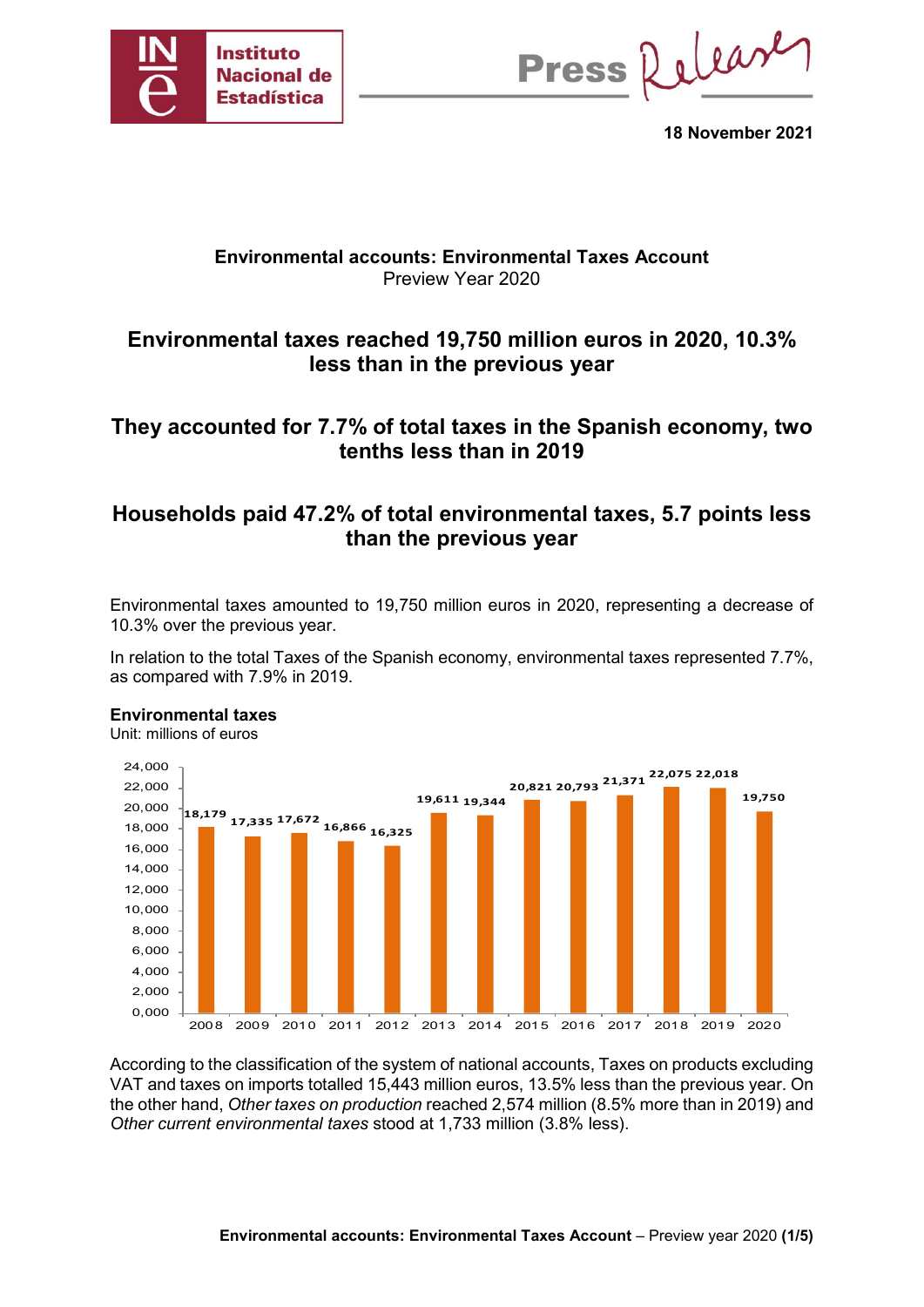18 November 2021

**Environmental accounts: Environmental Taxes Account**
Preview Year 2020

## Environmental taxes reached 19,750 million euros in 2020, 10.3% less than in the previous year

## They accounted for 7.7% of total taxes in the Spanish economy, two tenths less than in 2019

## Households paid 47.2% of total environmental taxes, 5.7 points less than the previous year

Environmental taxes amounted to 19,750 million euros in 2020, representing a decrease of 10.3% over the previous year.

In relation to the total Taxes of the Spanish economy, environmental taxes represented 7.7%, as compared with 7.9% in 2019.

**Environmental taxes**
Unit: millions of euros

| Year | Environmental taxes |
|---|---|
| 2008 | 18,179 |
| 2009 | 17,335 |
| 2010 | 17,672 |
| 2011 | 16,866 |
| 2012 | 16,325 |
| 2013 | 19,611 |
| 2014 | 19,344 |
| 2015 | 20,821 |
| 2016 | 20,793 |
| 2017 | 21,371 |
| 2018 | 22,075 |
| 2019 | 22,018 |
| 2020 | 19,750 |

According to the classification of the system of national accounts, Taxes on products excluding VAT and taxes on imports totalled 15,443 million euros, 13.5% less than the previous year. On the other hand, *Other taxes on production* reached 2,574 million (8.5% more than in 2019) and *Other current environmental taxes* stood at 1,733 million (3.8% less).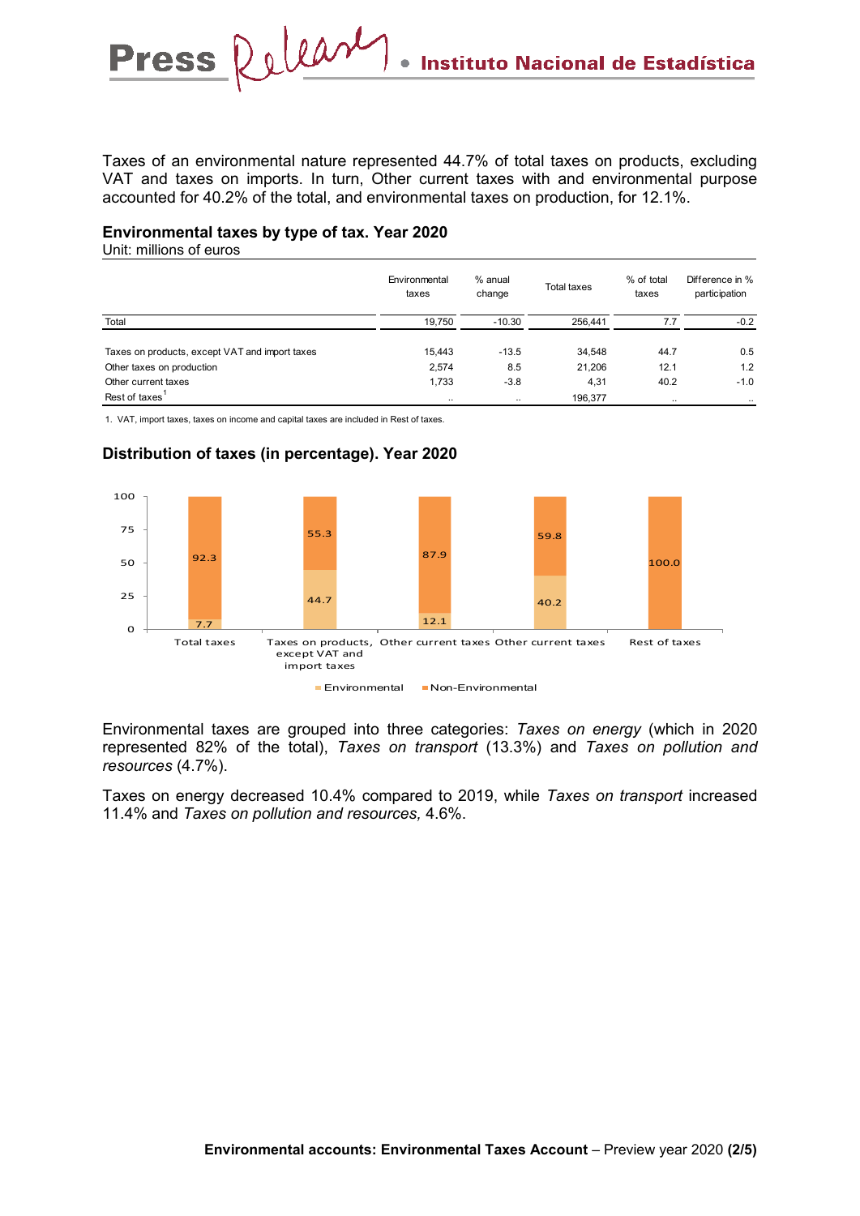Taxes of an environmental nature represented 44.7% of total taxes on products, excluding VAT and taxes on imports. In turn, Other current taxes with and environmental purpose accounted for 40.2% of the total, and environmental taxes on production, for 12.1%.

### Environmental taxes by type of tax. Year 2020

Unit: millions of euros

| | Environmental taxes | % anual change | Total taxes | % of total taxes | Difference in % participation |
|---|---|---|---|---|---|
| Total | 19,750 | -10.30 | 256,441 | 7.7 | -0.2 |
| Taxes on products, except VAT and import taxes | 15,443 | -13.5 | 34,548 | 44.7 | 0.5 |
| Other taxes on production | 2,574 | 8.5 | 21,206 | 12.1 | 1.2 |
| Other current taxes | 1,733 | -3.8 | 4,31 | 40.2 | -1.0 |
| Rest of taxes[1] | .. | .. | 196,377 | .. | .. |

1. VAT, import taxes, taxes on income and capital taxes are included in Rest of taxes.

### Distribution of taxes (in percentage). Year 2020

| | Environmental | Non-Environmental |
|---|---|---|
| Total taxes | 7.7 | 92.3 |
| Taxes on products, except VAT and import taxes | 44.7 | 55.3 |
| Other current taxes | 12.1 | 87.9 |
| Other current taxes | 40.2 | 59.8 |
| Rest of taxes | | 100.0 |

Environmental taxes are grouped into three categories: *Taxes on energy* (which in 2020 represented 82% of the total), *Taxes on transport* (13.3%) and *Taxes on pollution and resources* (4.7%).

Taxes on energy decreased 10.4% compared to 2019, while *Taxes on transport* increased 11.4% and *Taxes on pollution and resources,* 4.6%.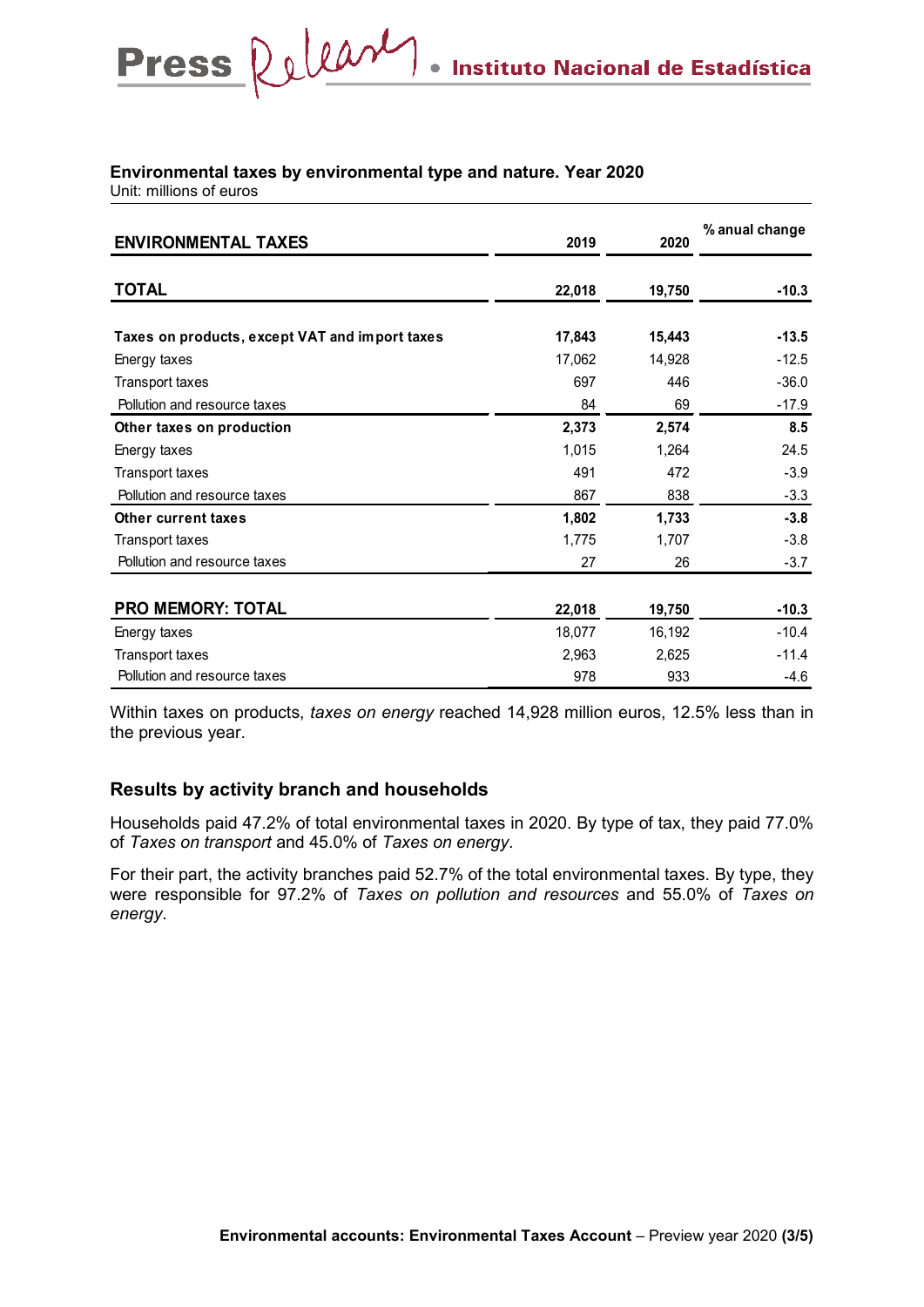**Environmental taxes by environmental type and nature. Year 2020**
Unit: millions of euros

| ENVIRONMENTAL TAXES | 2019 | 2020 | % anual change |
|---|---|---|---|
| **TOTAL** | **22,018** | **19,750** | **-10.3** |
| **Taxes on products, except VAT and import taxes** | **17,843** | **15,443** | **-13.5** |
| Energy taxes | 17,062 | 14,928 | -12.5 |
| Transport taxes | 697 | 446 | -36.0 |
| Pollution and resource taxes | 84 | 69 | -17.9 |
| **Other taxes on production** | **2,373** | **2,574** | **8.5** |
| Energy taxes | 1,015 | 1,264 | 24.5 |
| Transport taxes | 491 | 472 | -3.9 |
| Pollution and resource taxes | 867 | 838 | -3.3 |
| **Other current taxes** | **1,802** | **1,733** | **-3.8** |
| Transport taxes | 1,775 | 1,707 | -3.8 |
| Pollution and resource taxes | 27 | 26 | -3.7 |
| **PRO MEMORY: TOTAL** | **22,018** | **19,750** | **-10.3** |
| Energy taxes | 18,077 | 16,192 | -10.4 |
| Transport taxes | 2,963 | 2,625 | -11.4 |
| Pollution and resource taxes | 978 | 933 | -4.6 |

Within taxes on products, *taxes on energy* reached 14,928 million euros, 12.5% less than in the previous year.

## Results by activity branch and households

Households paid 47.2% of total environmental taxes in 2020. By type of tax, they paid 77.0% of *Taxes on transport* and 45.0% of *Taxes on energy*.

For their part, the activity branches paid 52.7% of the total environmental taxes. By type, they were responsible for 97.2% of *Taxes on pollution and resources* and 55.0% of *Taxes on energy*.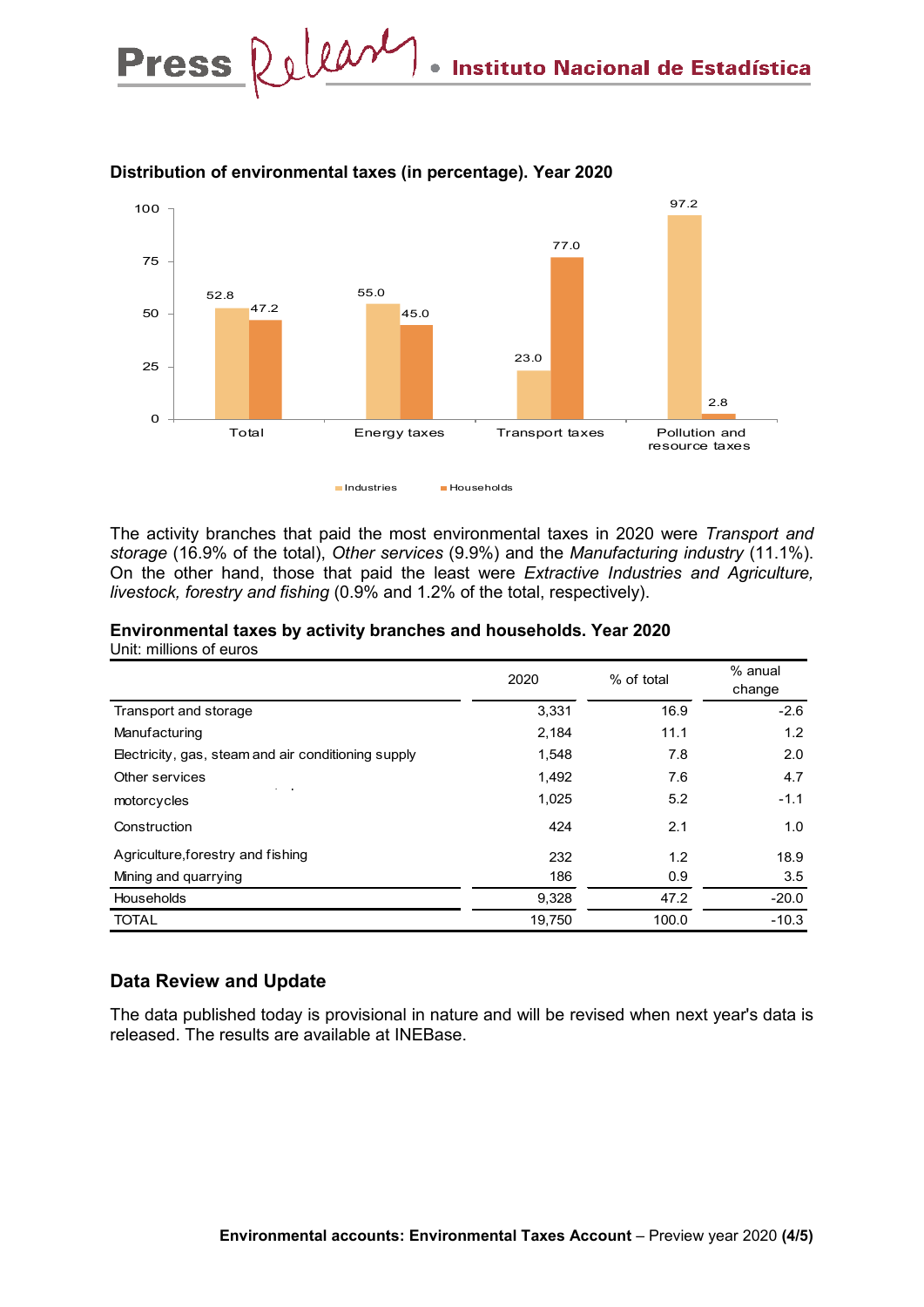**Distribution of environmental taxes (in percentage). Year 2020**

| | Industries | Households |
|---|---|---|
| Total | 52.8 | 47.2 |
| Energy taxes | 55.0 | 45.0 |
| Transport taxes | 23.0 | 77.0 |
| Pollution and resource taxes | 97.2 | 2.8 |

The activity branches that paid the most environmental taxes in 2020 were *Transport and storage* (16.9% of the total), *Other services* (9.9%) and the *Manufacturing industry* (11.1%). On the other hand, those that paid the least were *Extractive Industries and Agriculture, livestock, forestry and fishing* (0.9% and 1.2% of the total, respectively).

**Environmental taxes by activity branches and households. Year 2020**

Unit: millions of euros

| | 2020 | % of total | % anual change |
|---|---|---|---|
| Transport and storage | 3,331 | 16.9 | -2.6 |
| Manufacturing | 2,184 | 11.1 | 1.2 |
| Electricity, gas, steam and air conditioning supply | 1,548 | 7.8 | 2.0 |
| Other services | 1,492 | 7.6 | 4.7 |
| motorcycles | 1,025 | 5.2 | -1.1 |
| Construction | 424 | 2.1 | 1.0 |
| Agriculture,forestry and fishing | 232 | 1.2 | 18.9 |
| Mining and quarrying | 186 | 0.9 | 3.5 |
| Households | 9,328 | 47.2 | -20.0 |
| TOTAL | 19,750 | 100.0 | -10.3 |

## Data Review and Update

The data published today is provisional in nature and will be revised when next year's data is released. The results are available at INEBase.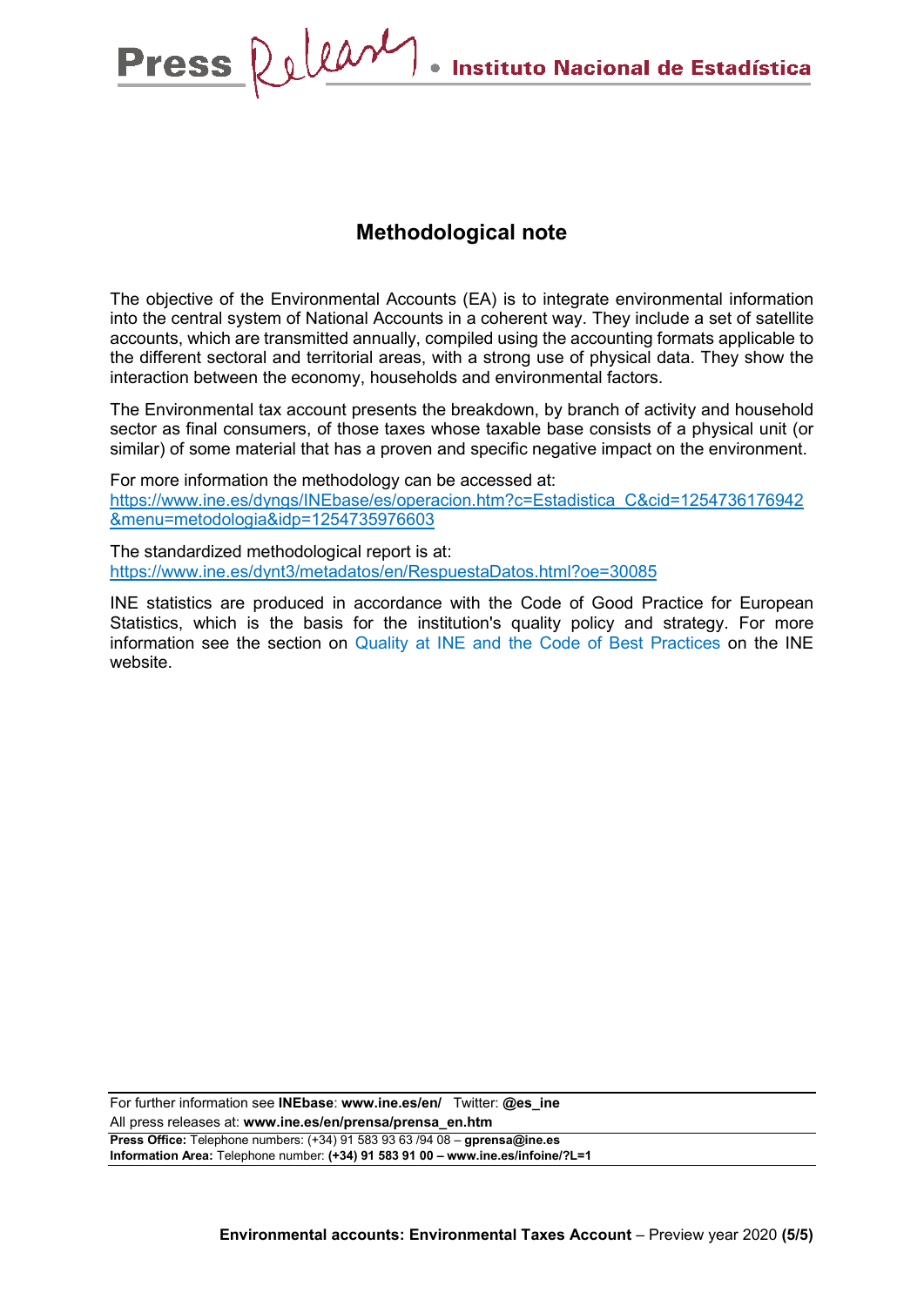## Methodological note

The objective of the Environmental Accounts (EA) is to integrate environmental information into the central system of National Accounts in a coherent way. They include a set of satellite accounts, which are transmitted annually, compiled using the accounting formats applicable to the different sectoral and territorial areas, with a strong use of physical data. They show the interaction between the economy, households and environmental factors.

The Environmental tax account presents the breakdown, by branch of activity and household sector as final consumers, of those taxes whose taxable base consists of a physical unit (or similar) of some material that has a proven and specific negative impact on the environment.

For more information the methodology can be accessed at:
https://www.ine.es/dyngs/INEbase/es/operacion.htm?c=Estadistica_C&cid=1254736176942&menu=metodologia&idp=1254735976603

The standardized methodological report is at:
https://www.ine.es/dynt3/metadatos/en/RespuestaDatos.html?oe=30085

INE statistics are produced in accordance with the Code of Good Practice for European Statistics, which is the basis for the institution's quality policy and strategy. For more information see the section on Quality at INE and the Code of Best Practices on the INE website.

For further information see **INEbase**: **www.ine.es/en/** Twitter: **@es_ine**
All press releases at: **www.ine.es/en/prensa/prensa_en.htm**
**Press Office:** Telephone numbers: (+34) 91 583 93 63 /94 08 – **gprensa@ine.es**
**Information Area:** Telephone number: **(+34) 91 583 91 00 – www.ine.es/infoine/?L=1**